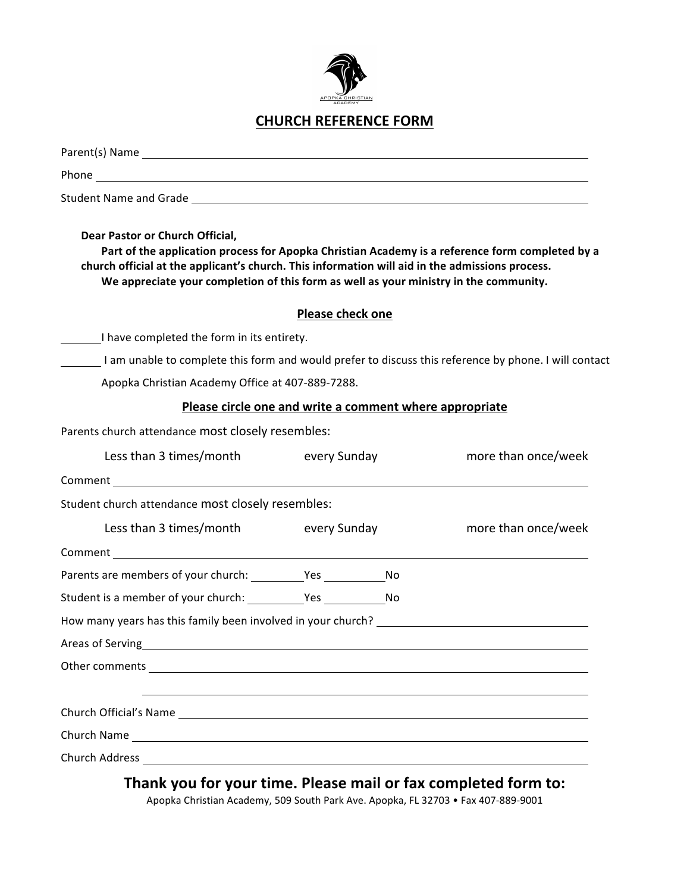APOPKA CHRISTIAN ACADEMY

# CHURCH REFERENCE FORM

Parent(s) Name ______________________________________________

Phone ______________________________________________

Student Name and Grade ______________________________________________

**Dear Pastor or Church Official,**

**Part of the application process for Apopka Christian Academy is a reference form completed by a church official at the applicant's church. This information will aid in the admissions process.**

**We appreciate your completion of this form as well as your ministry in the community.**

**Please check one**

_______ I have completed the form in its entirety.

_______ I am unable to complete this form and would prefer to discuss this reference by phone. I will contact Apopka Christian Academy Office at 407-889-7288.

**Please circle one and write a comment where appropriate**

Parents church attendance most closely resembles:

Less than 3 times/month | every Sunday | more than once/week

Comment ______________________________________________

Student church attendance most closely resembles:

Less than 3 times/month | every Sunday | more than once/week

Comment ______________________________________________

Parents are members of your church: _________ Yes _________ No

Student is a member of your church: _________ Yes _________ No

How many years has this family been involved in your church? ____________________

Areas of Serving ______________________________________________

Other comments ______________________________________________

______________________________________________

Church Official's Name ______________________________________________

Church Name ______________________________________________

Church Address ______________________________________________

## Thank you for your time. Please mail or fax completed form to:

Apopka Christian Academy, 509 South Park Ave. Apopka, FL 32703 • Fax 407-889-9001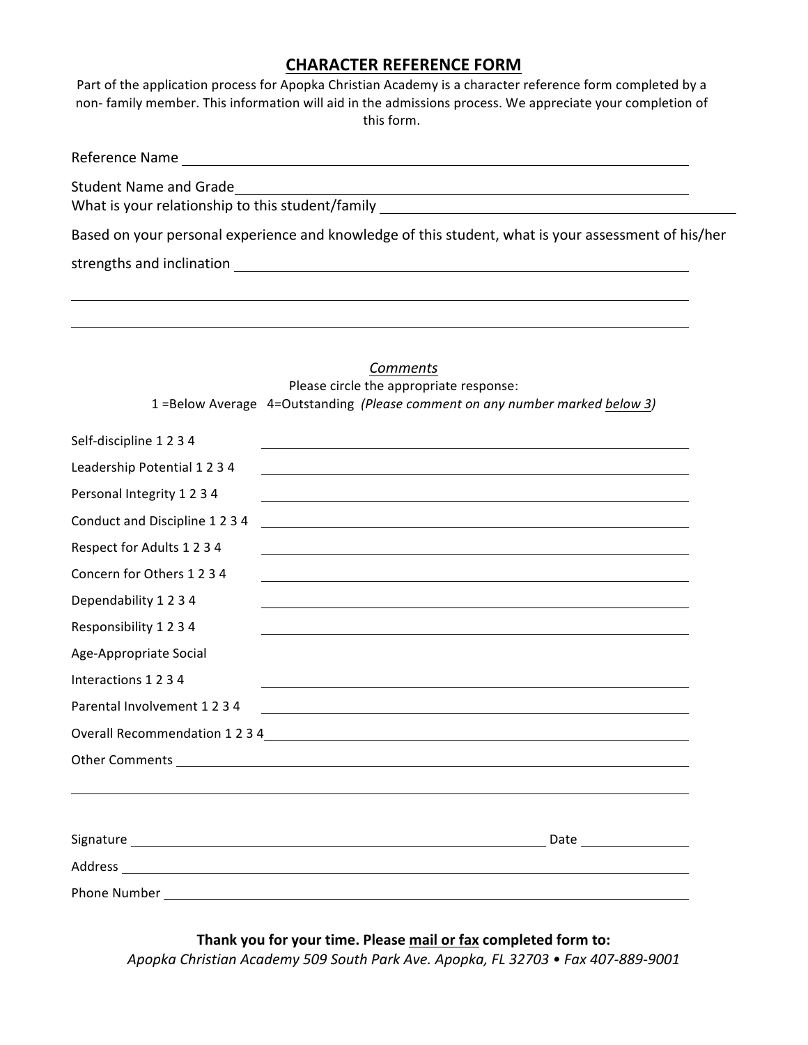## CHARACTER REFERENCE FORM

Part of the application process for Apopka Christian Academy is a character reference form completed by a non- family member. This information will aid in the admissions process. We appreciate your completion of this form.

Reference Name ____________________________________________

Student Name and Grade ____________________________________________

What is your relationship to this student/family ____________________________________________

Based on your personal experience and knowledge of this student, what is your assessment of his/her strengths and inclination ____________________________________________

____________________________________________

____________________________________________

*Comments*

Please circle the appropriate response:

1 =Below Average 4=Outstanding *(Please comment on any number marked* *below 3)*

Self-discipline 1 2 3 4 ____________________________________________

Leadership Potential 1 2 3 4 ____________________________________________

Personal Integrity 1 2 3 4 ____________________________________________

Conduct and Discipline 1 2 3 4 ____________________________________________

Respect for Adults 1 2 3 4 ____________________________________________

Concern for Others 1 2 3 4 ____________________________________________

Dependability 1 2 3 4 ____________________________________________

Responsibility 1 2 3 4 ____________________________________________

Age-Appropriate Social Interactions 1 2 3 4 ____________________________________________

Parental Involvement 1 2 3 4 ____________________________________________

Overall Recommendation 1 2 3 4 ____________________________________________

Other Comments ____________________________________________

____________________________________________

Signature ____________________________________________ Date ______________

Address ____________________________________________

Phone Number ____________________________________________

**Thank you for your time. Please mail or fax completed form to:**

*Apopka Christian Academy 509 South Park Ave. Apopka, FL 32703 • Fax 407-889-9001*